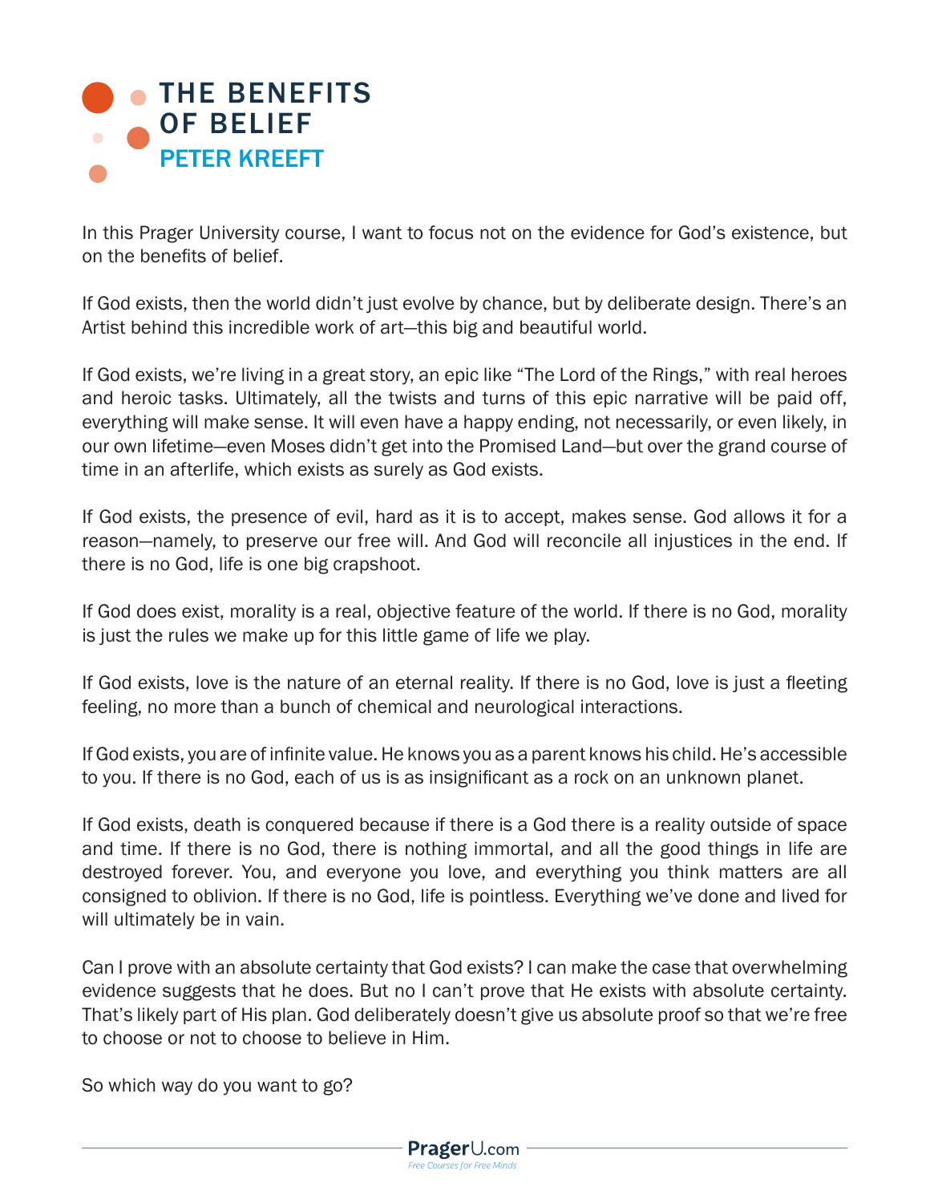# THE BENEFITS OF BELIEF

## PETER KREEFT

In this Prager University course, I want to focus not on the evidence for God's existence, but on the benefits of belief.

If God exists, then the world didn't just evolve by chance, but by deliberate design. There's an Artist behind this incredible work of art—this big and beautiful world.

If God exists, we're living in a great story, an epic like "The Lord of the Rings," with real heroes and heroic tasks. Ultimately, all the twists and turns of this epic narrative will be paid off, everything will make sense. It will even have a happy ending, not necessarily, or even likely, in our own lifetime—even Moses didn't get into the Promised Land—but over the grand course of time in an afterlife, which exists as surely as God exists.

If God exists, the presence of evil, hard as it is to accept, makes sense. God allows it for a reason—namely, to preserve our free will. And God will reconcile all injustices in the end. If there is no God, life is one big crapshoot.

If God does exist, morality is a real, objective feature of the world. If there is no God, morality is just the rules we make up for this little game of life we play.

If God exists, love is the nature of an eternal reality. If there is no God, love is just a fleeting feeling, no more than a bunch of chemical and neurological interactions.

If God exists, you are of infinite value. He knows you as a parent knows his child. He's accessible to you. If there is no God, each of us is as insignificant as a rock on an unknown planet.

If God exists, death is conquered because if there is a God there is a reality outside of space and time. If there is no God, there is nothing immortal, and all the good things in life are destroyed forever. You, and everyone you love, and everything you think matters are all consigned to oblivion. If there is no God, life is pointless. Everything we've done and lived for will ultimately be in vain.

Can I prove with an absolute certainty that God exists? I can make the case that overwhelming evidence suggests that he does. But no I can't prove that He exists with absolute certainty. That's likely part of His plan. God deliberately doesn't give us absolute proof so that we're free to choose or not to choose to believe in Him.

So which way do you want to go?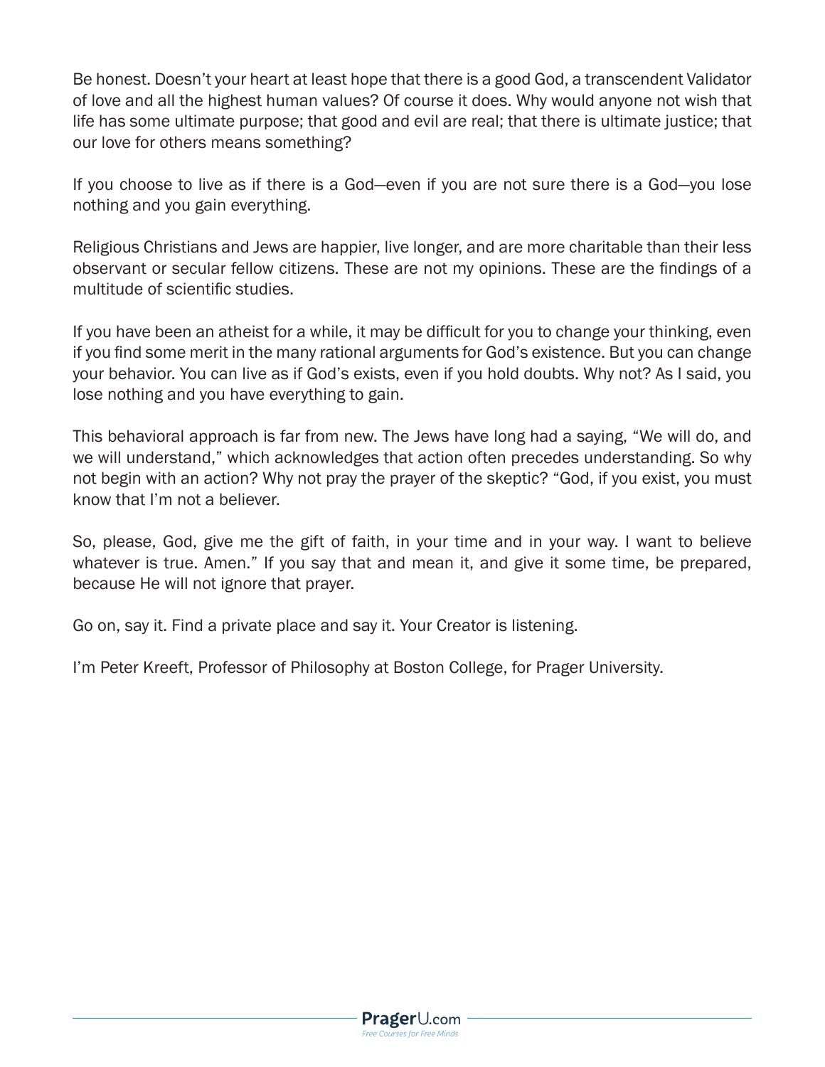Be honest. Doesn't your heart at least hope that there is a good God, a transcendent Validator of love and all the highest human values? Of course it does. Why would anyone not wish that life has some ultimate purpose; that good and evil are real; that there is ultimate justice; that our love for others means something?

If you choose to live as if there is a God—even if you are not sure there is a God—you lose nothing and you gain everything.

Religious Christians and Jews are happier, live longer, and are more charitable than their less observant or secular fellow citizens. These are not my opinions. These are the findings of a multitude of scientific studies.

If you have been an atheist for a while, it may be difficult for you to change your thinking, even if you find some merit in the many rational arguments for God's existence. But you can change your behavior. You can live as if God's exists, even if you hold doubts. Why not? As I said, you lose nothing and you have everything to gain.

This behavioral approach is far from new. The Jews have long had a saying, "We will do, and we will understand," which acknowledges that action often precedes understanding. So why not begin with an action? Why not pray the prayer of the skeptic? "God, if you exist, you must know that I'm not a believer.

So, please, God, give me the gift of faith, in your time and in your way. I want to believe whatever is true. Amen." If you say that and mean it, and give it some time, be prepared, because He will not ignore that prayer.

Go on, say it. Find a private place and say it. Your Creator is listening.

I'm Peter Kreeft, Professor of Philosophy at Boston College, for Prager University.